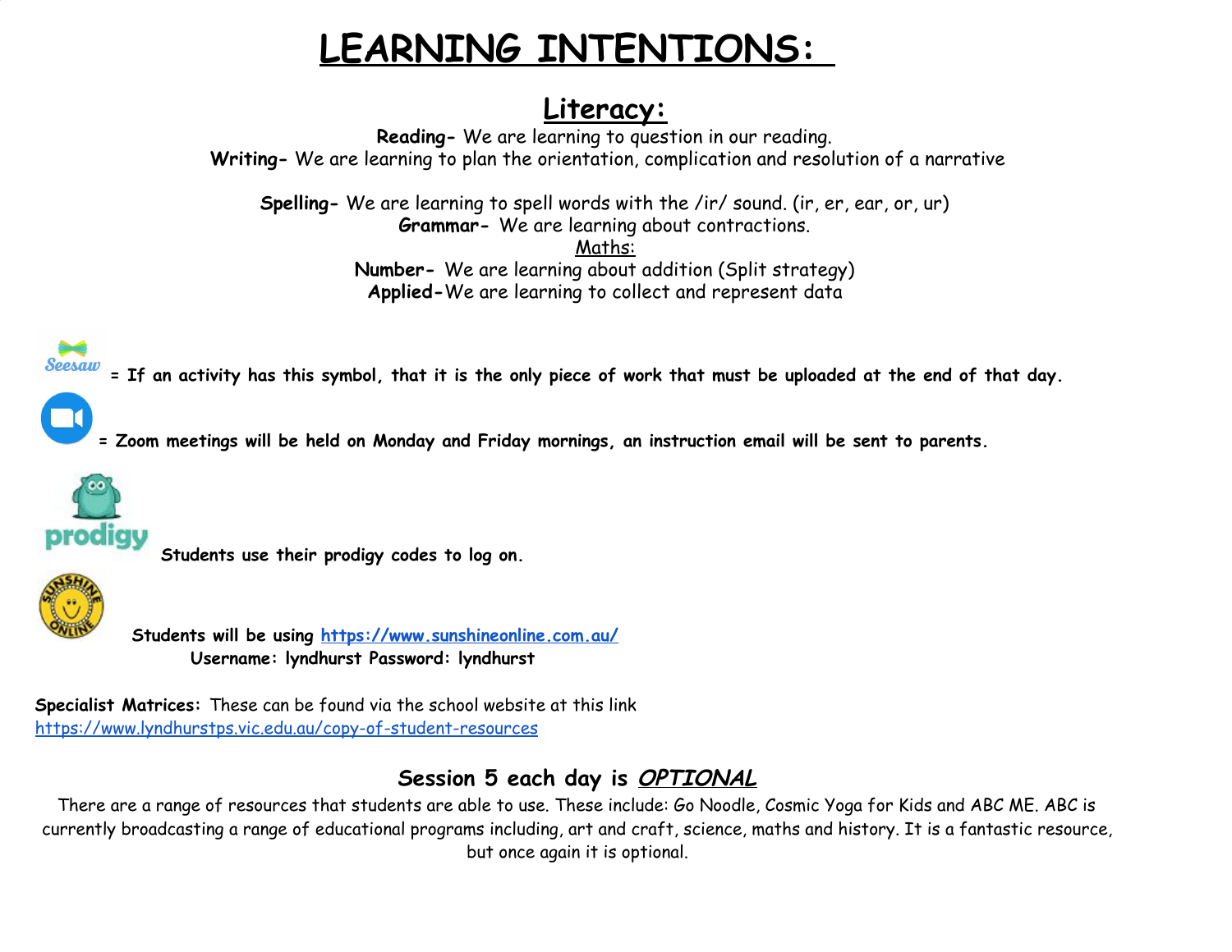# LEARNING INTENTIONS:

## Literacy:

**Reading-** We are learning to question in our reading.
**Writing-** We are learning to plan the orientation, complication and resolution of a narrative

**Spelling-** We are learning to spell words with the /ir/ sound. (ir, er, ear, or, ur)
**Grammar-** We are learning about contractions.

Maths:

**Number-** We are learning about addition (Split strategy)
**Applied-**We are learning to collect and represent data

**= If an activity has this symbol, that it is the only piece of work that must be uploaded at the end of that day.**

**= Zoom meetings will be held on Monday and Friday mornings, an instruction email will be sent to parents.**

**Students use their prodigy codes to log on.**

**Students will be using [https://www.sunshineonline.com.au/](https://www.sunshineonline.com.au/)**
**Username: lyndhurst Password: lyndhurst**

**Specialist Matrices:** These can be found via the school website at this link
[https://www.lyndhurstps.vic.edu.au/copy-of-student-resources](https://www.lyndhurstps.vic.edu.au/copy-of-student-resources)

### Session 5 each day is ***OPTIONAL***

There are a range of resources that students are able to use. These include: Go Noodle, Cosmic Yoga for Kids and ABC ME. ABC is currently broadcasting a range of educational programs including, art and craft, science, maths and history. It is a fantastic resource, but once again it is optional.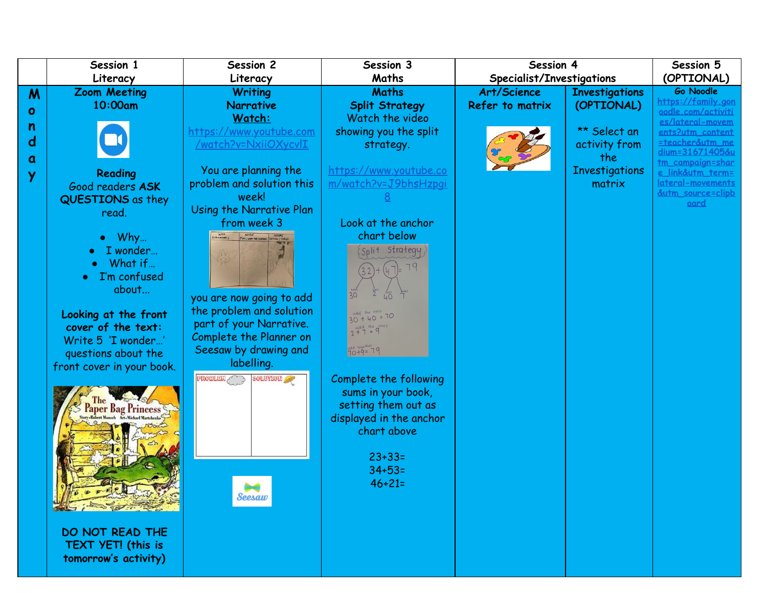| | Session 1<br>Literacy | Session 2<br>Literacy | Session 3<br>Maths | Session 4<br>Specialist/Investigations | | Session 5<br>(OPTIONAL) |
|---|---|---|---|---|---|---|
| **Monday** | **Zoom Meeting**<br>**10:00am**<br><br>**Reading**<br>Good readers **ASK QUESTIONS** as they read.<br>• Why…<br>• I wonder…<br>• What if…<br>• I'm confused about…<br><br>**Looking at the front cover of the text:**<br>Write 5 'I wonder…' questions about the front cover in your book.<br><br>**DO NOT READ THE TEXT YET! (this is tomorrow's activity)** | **Writing**<br>**Narrative**<br>**Watch:**<br>https://www.youtube.com/watch?v=NxiiOXycvlI<br><br>You are planning the problem and solution this week!<br>Using the Narrative Plan from week 3<br><br>you are now going to add the problem and solution part of your Narrative. Complete the Planner on Seesaw by drawing and labelling. | **Maths**<br>**Split Strategy**<br>Watch the video showing you the split strategy.<br><br>https://www.youtube.com/watch?v=J9bhsHzpgi8<br><br>Look at the anchor chart below<br><br>Complete the following sums in your book, setting them out as displayed in the anchor chart above<br><br>23+33=<br>34+53=<br>46+21= | **Art/Science**<br>**Refer to matrix** | **Investigations (OPTIONAL)**<br><br>** Select an activity from the Investigations matrix | **Go Noodle**<br>https://family.gonoodle.com/activities/lateral-movements?utm_content=teacher&utm_medium=31671405&utm_campaign=share_link&utm_term=lateral-movements&utm_source=clipboard |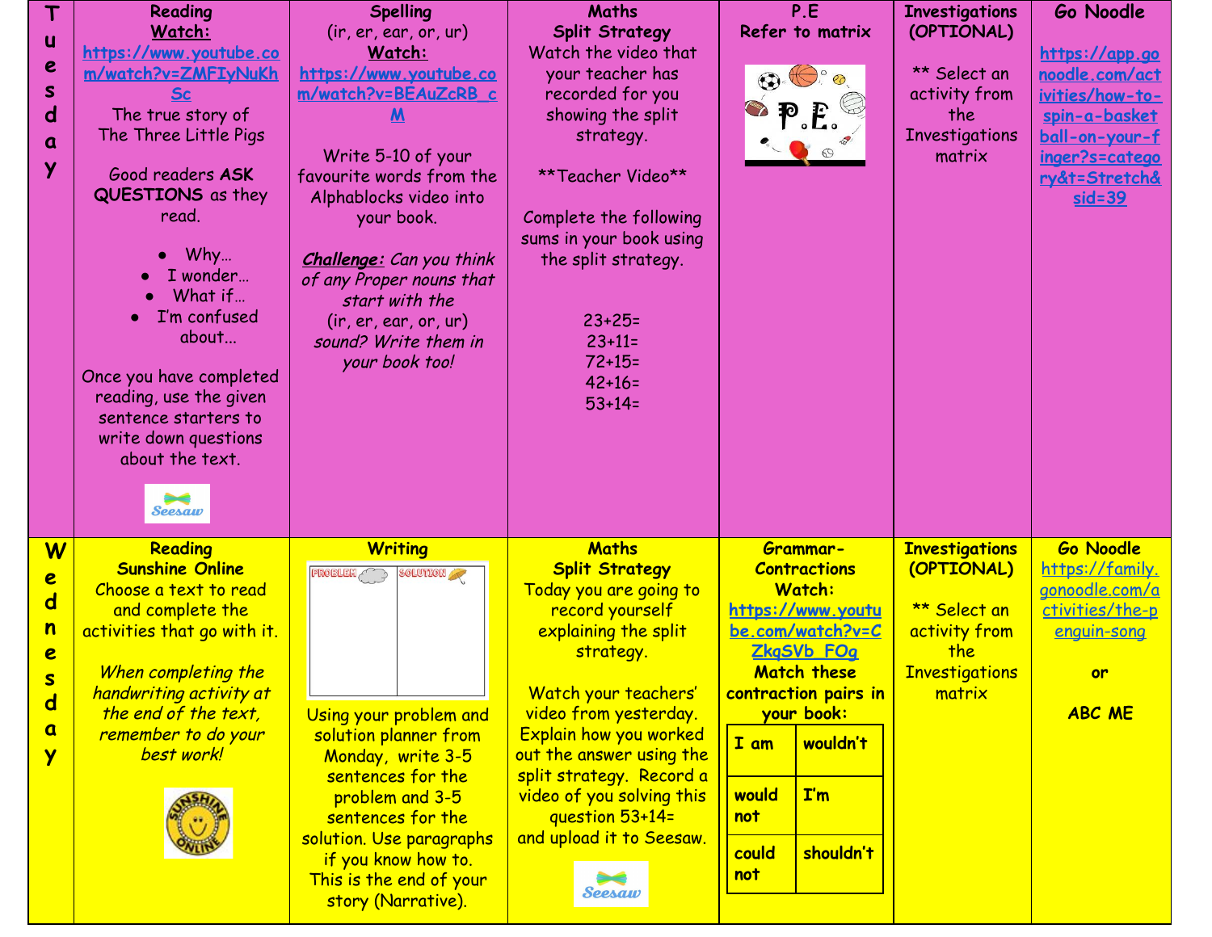| | Reading | Spelling | Maths | P.E | Investigations (OPTIONAL) | Go Noodle |
|---|---|---|---|---|---|---|
| **Tuesday** | **Reading** **Watch:** https://www.youtube.com/watch?v=ZMFIyNuKhSc The true story of The Three Little Pigs<br><br>Good readers **ASK QUESTIONS** as they read.<br>• Why…<br>• I wonder…<br>• What if…<br>• I'm confused about…<br><br>Once you have completed reading, use the given sentence starters to write down questions about the text. | **Spelling** (ir, er, ear, or, ur) **Watch:** https://www.youtube.com/watch?v=BEAuZcRB_cM<br><br>Write 5-10 of your favourite words from the Alphablocks video into your book.<br><br>***Challenge:*** *Can you think of any Proper nouns that start with the (ir, er, ear, or, ur) sound? Write them in your book too!* | **Maths** **Split Strategy** Watch the video that your teacher has recorded for you showing the split strategy.<br><br>**Teacher Video**<br><br>Complete the following sums in your book using the split strategy.<br><br>23+25=<br>23+11=<br>72+15=<br>42+16=<br>53+14= | **P.E** Refer to matrix | **Investigations (OPTIONAL)**<br><br>** Select an activity from the Investigations matrix | **Go Noodle**<br><br>https://app.gonoodle.com/activities/how-to-spin-a-basketball-on-your-finger?s=category&t=Stretch&sid=39 |
| **Wednesday** | **Reading** **Sunshine Online** Choose a text to read and complete the activities that go with it.<br><br>*When completing the handwriting activity at the end of the text, remember to do your best work!* | **Writing**<br>PROBLEM / SOLUTION<br><br>Using your problem and solution planner from Monday, write 3-5 sentences for the problem and 3-5 sentences for the solution. Use paragraphs if you know how to. This is the end of your story (Narrative). | **Maths** **Split Strategy** Today you are going to record yourself explaining the split strategy.<br><br>Watch your teachers' video from yesterday. Explain how you worked out the answer using the split strategy. Record a video of you solving this question 53+14= and upload it to Seesaw. | **Grammar- Contractions** **Watch:** https://www.youtube.com/watch?v=CZkqSVb_FOg **Match these contraction pairs in your book:**<br>I am — wouldn't<br>would not — I'm<br>could not — shouldn't | **Investigations (OPTIONAL)**<br><br>** Select an activity from the Investigations matrix | **Go Noodle**<br>https://family.gonoodle.com/activities/the-penguin-song<br><br>**or**<br><br>**ABC ME** |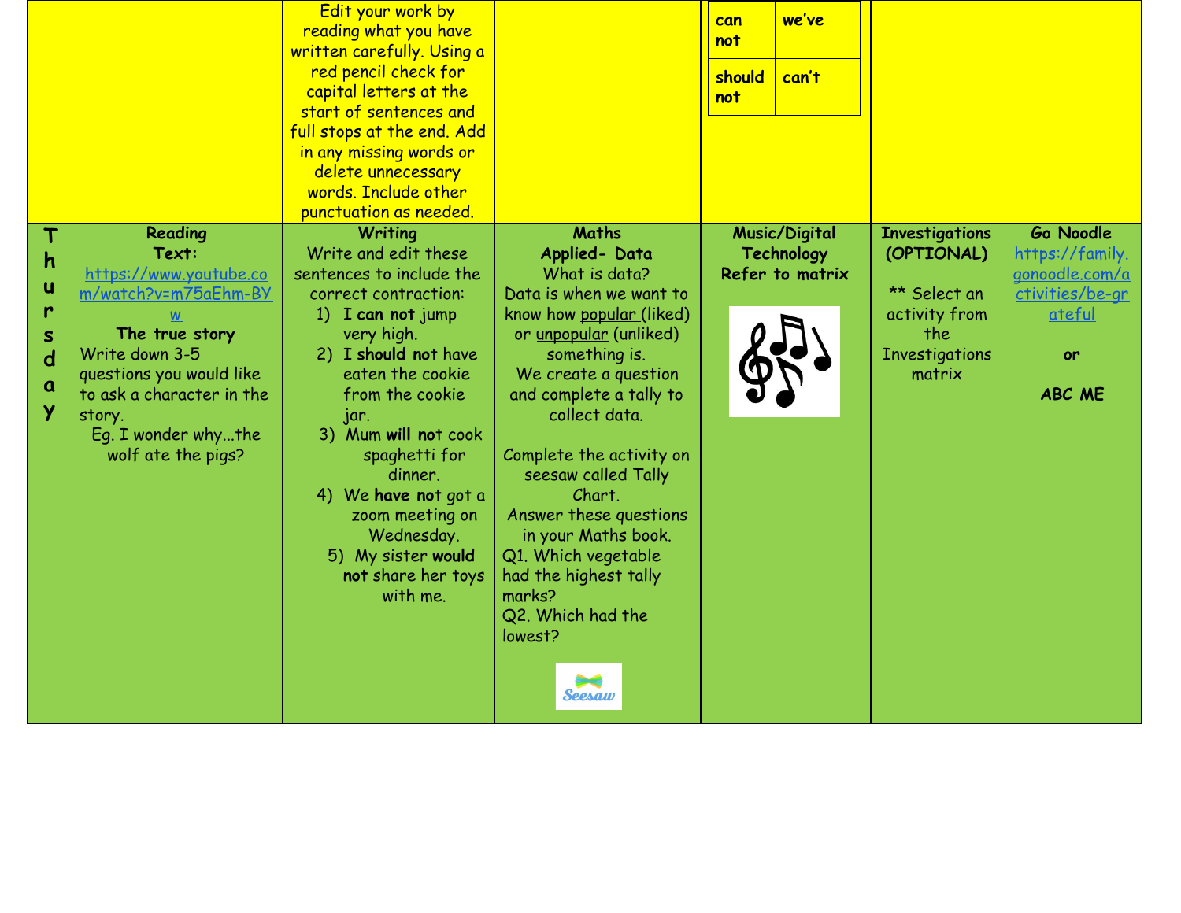| | | | | | | |
|---|---|---|---|---|---|---|
| | | Edit your work by reading what you have written carefully. Using a red pencil check for capital letters at the start of sentences and full stops at the end. Add in any missing words or delete unnecessary words. Include other punctuation as needed. | | **can not** / **we've** / **should not** / **can't** | | |
| **Thursday** | **Reading**<br>**Text:**<br>https://www.youtube.com/watch?v=m75aEhm-BYw<br>**The true story**<br>Write down 3-5 questions you would like to ask a character in the story.<br>Eg. I wonder why...the wolf ate the pigs? | **Writing**<br>Write and edit these sentences to include the correct contraction:<br>1) I **can not** jump very high.<br>2) I **should** **not** have eaten the cookie from the cookie jar.<br>3) Mum **will** **not** cook spaghetti for dinner.<br>4) We **have** **not** got a zoom meeting on Wednesday.<br>5) My sister **would not** share her toys with me. | **Maths**<br>**Applied- Data**<br>What is data?<br>Data is when we want to know how popular (liked) or unpopular (unliked) something is.<br>We create a question and complete a tally to collect data.<br><br>Complete the activity on seesaw called Tally Chart.<br>Answer these questions in your Maths book.<br>Q1. Which vegetable had the highest tally marks?<br>Q2. Which had the lowest? | **Music/Digital Technology**<br>**Refer to matrix** | **Investigations (OPTIONAL)**<br><br>** Select an activity from the Investigations matrix | **Go Noodle**<br>https://family.gonoodle.com/activities/be-grateful<br><br>**or**<br><br>**ABC ME** |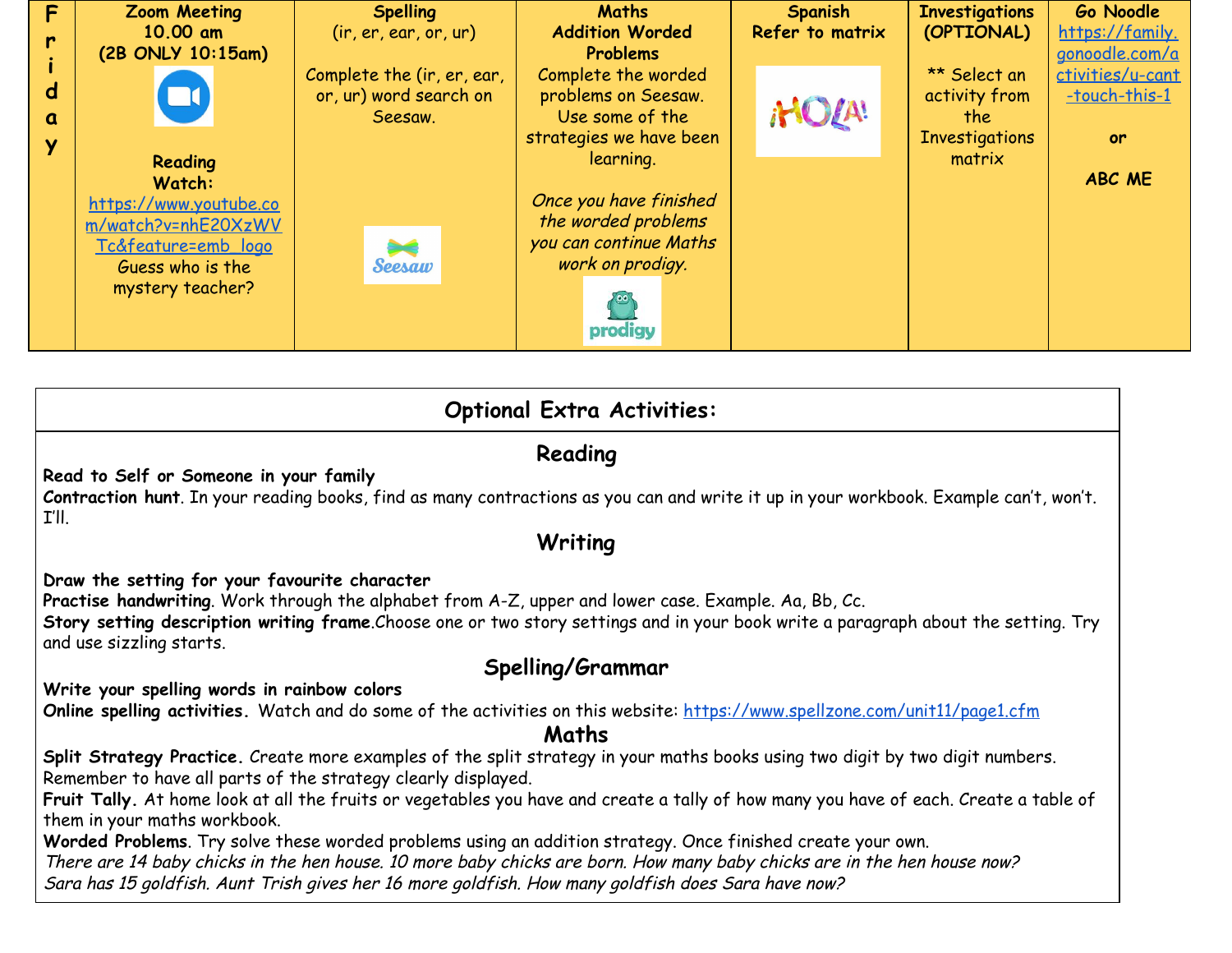| Friday | Zoom Meeting 10.00 am (2B ONLY 10:15am) | Spelling (ir, er, ear, or, ur) | Maths Addition Worded Problems | Spanish Refer to matrix | Investigations (OPTIONAL) | Go Noodle |
|---|---|---|---|---|---|---|
| | **Reading Watch:** https://www.youtube.com/watch?v=nhE20XzWVTc&feature=emb_logo Guess who is the mystery teacher? | Complete the (ir, er, ear, or, ur) word search on Seesaw. | Complete the worded problems on Seesaw. Use some of the strategies we have been learning. *Once you have finished the worded problems you can continue Maths work on prodigy.* | | ** Select an activity from the Investigations matrix | https://family.gonoodle.com/activities/u-cant-touch-this-1 **or** **ABC ME** |

## Optional Extra Activities:

### Reading

**Read to Self or Someone in your family**
**Contraction hunt**. In your reading books, find as many contractions as you can and write it up in your workbook. Example can't, won't. I'll.

### Writing

**Draw the setting for your favourite character**
**Practise handwriting**. Work through the alphabet from A-Z, upper and lower case. Example. Aa, Bb, Cc.
**Story setting description writing frame**.Choose one or two story settings and in your book write a paragraph about the setting. Try and use sizzling starts.

### Spelling/Grammar

**Write your spelling words in rainbow colors**
**Online spelling activities.** Watch and do some of the activities on this website: https://www.spellzone.com/unit11/page1.cfm

### Maths

**Split Strategy Practice.** Create more examples of the split strategy in your maths books using two digit by two digit numbers. Remember to have all parts of the strategy clearly displayed.
**Fruit Tally.** At home look at all the fruits or vegetables you have and create a tally of how many you have of each. Create a table of them in your maths workbook.
**Worded Problems**. Try solve these worded problems using an addition strategy. Once finished create your own.
*There are 14 baby chicks in the hen house. 10 more baby chicks are born. How many baby chicks are in the hen house now?*
*Sara has 15 goldfish. Aunt Trish gives her 16 more goldfish. How many goldfish does Sara have now?*